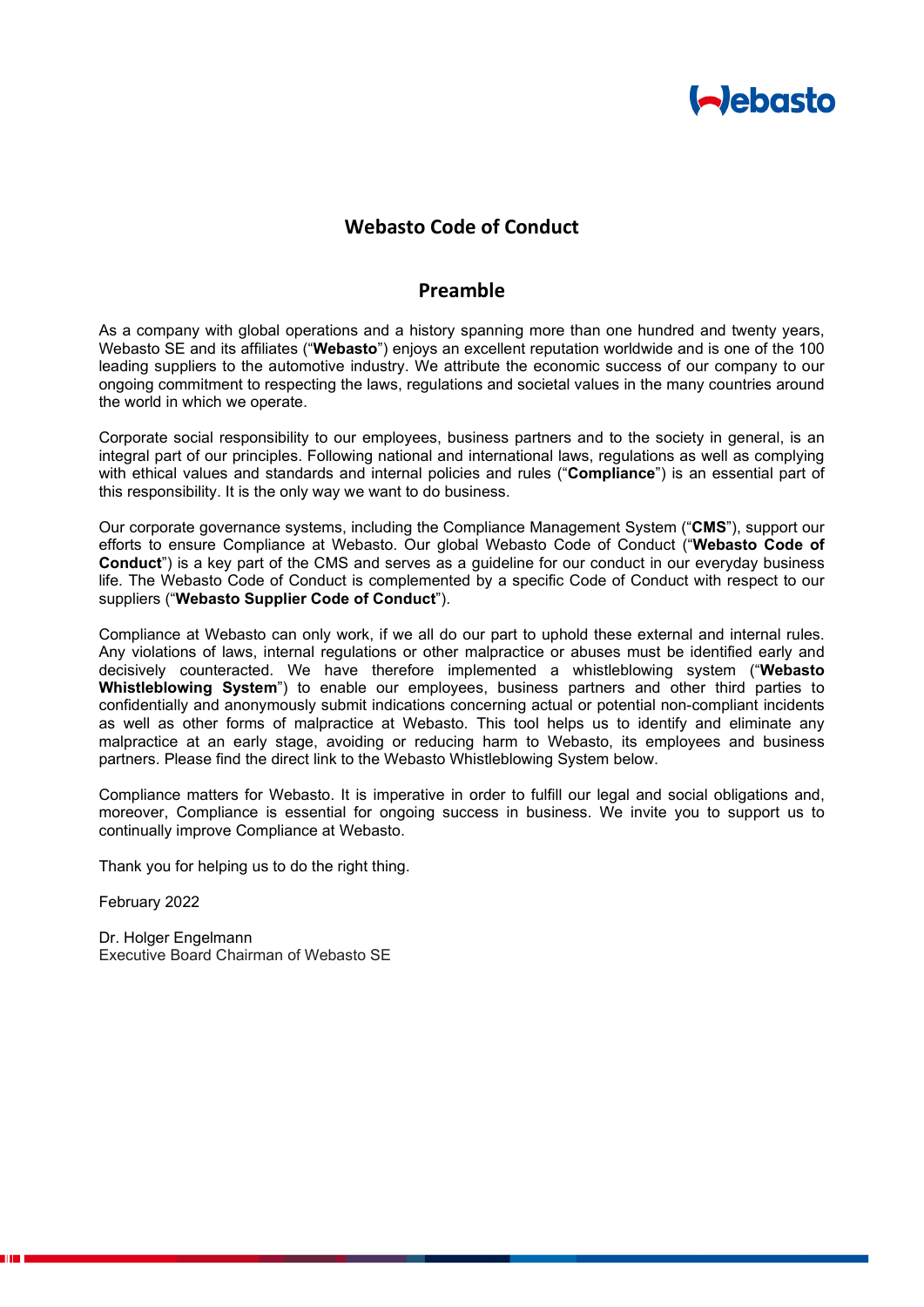# Webasto Code of Conduct

## Preamble

As a company with global operations and a history spanning more than one hundred and twenty years, Webasto SE and its affiliates ("**Webasto**") enjoys an excellent reputation worldwide and is one of the 100 leading suppliers to the automotive industry. We attribute the economic success of our company to our ongoing commitment to respecting the laws, regulations and societal values in the many countries around the world in which we operate.

Corporate social responsibility to our employees, business partners and to the society in general, is an integral part of our principles. Following national and international laws, regulations as well as complying with ethical values and standards and internal policies and rules ("**Compliance**") is an essential part of this responsibility. It is the only way we want to do business.

Our corporate governance systems, including the Compliance Management System ("**CMS**"), support our efforts to ensure Compliance at Webasto. Our global Webasto Code of Conduct ("**Webasto Code of Conduct**") is a key part of the CMS and serves as a guideline for our conduct in our everyday business life. The Webasto Code of Conduct is complemented by a specific Code of Conduct with respect to our suppliers ("**Webasto Supplier Code of Conduct**").

Compliance at Webasto can only work, if we all do our part to uphold these external and internal rules. Any violations of laws, internal regulations or other malpractice or abuses must be identified early and decisively counteracted. We have therefore implemented a whistleblowing system ("**Webasto Whistleblowing System**") to enable our employees, business partners and other third parties to confidentially and anonymously submit indications concerning actual or potential non-compliant incidents as well as other forms of malpractice at Webasto. This tool helps us to identify and eliminate any malpractice at an early stage, avoiding or reducing harm to Webasto, its employees and business partners. Please find the direct link to the Webasto Whistleblowing System below.

Compliance matters for Webasto. It is imperative in order to fulfill our legal and social obligations and, moreover, Compliance is essential for ongoing success in business. We invite you to support us to continually improve Compliance at Webasto.

Thank you for helping us to do the right thing.

February 2022

Dr. Holger Engelmann  
Executive Board Chairman of Webasto SE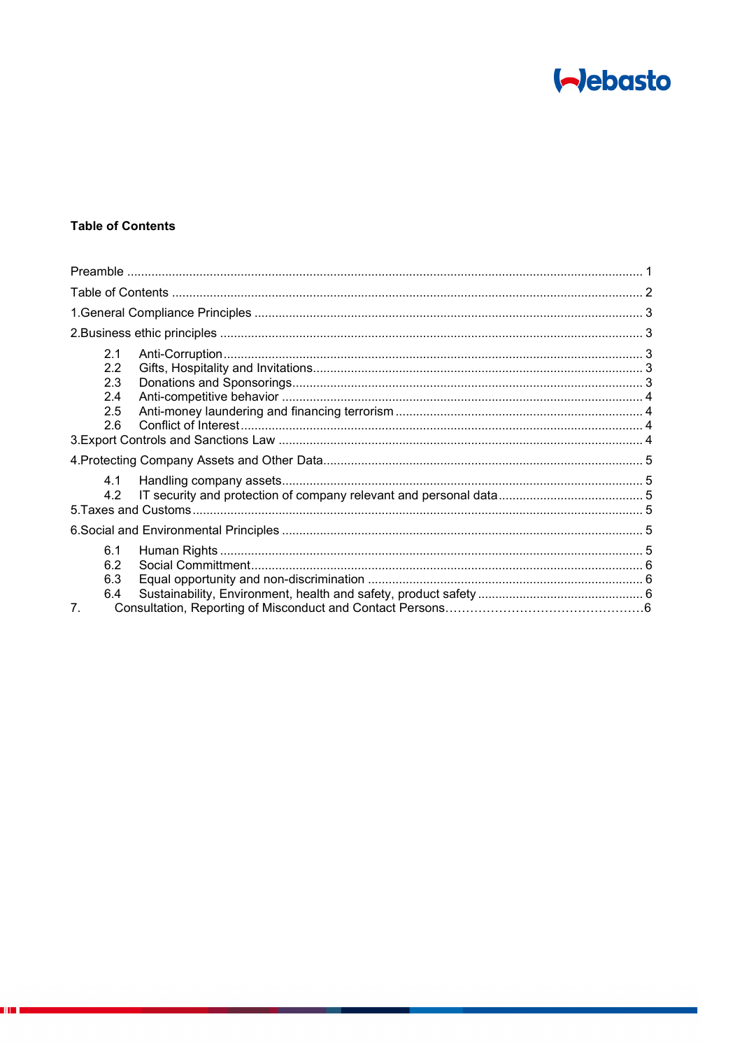**Table of Contents**

Preamble ........................................................................................................................................ 1

Table of Contents .......................................................................................................................... 2

1.General Compliance Principles .................................................................................................. 3

2.Business ethic principles ............................................................................................................ 3

- 2.1 Anti-Corruption ........................................................................................................................ 3
- 2.2 Gifts, Hospitality and Invitations ............................................................................................... 3
- 2.3 Donations and Sponsorings ..................................................................................................... 3
- 2.4 Anti-competitive behavior ........................................................................................................ 4
- 2.5 Anti-money laundering and financing terrorism ....................................................................... 4
- 2.6 Conflict of Interest .................................................................................................................... 4

3.Export Controls and Sanctions Law ........................................................................................... 4

4.Protecting Company Assets and Other Data .............................................................................. 5

- 4.1 Handling company assets ........................................................................................................ 5
- 4.2 IT security and protection of company relevant and personal data .......................................... 5

5.Taxes and Customs ..................................................................................................................... 5

6.Social and Environmental Principles ........................................................................................... 5

- 6.1 Human Rights ........................................................................................................................... 5
- 6.2 Social Committment .................................................................................................................. 6
- 6.3 Equal opportunity and non-discrimination ................................................................................ 6
- 6.4 Sustainability, Environment, health and safety, product safety ................................................ 6

7. Consultation, Reporting of Misconduct and Contact Persons…………………………………………6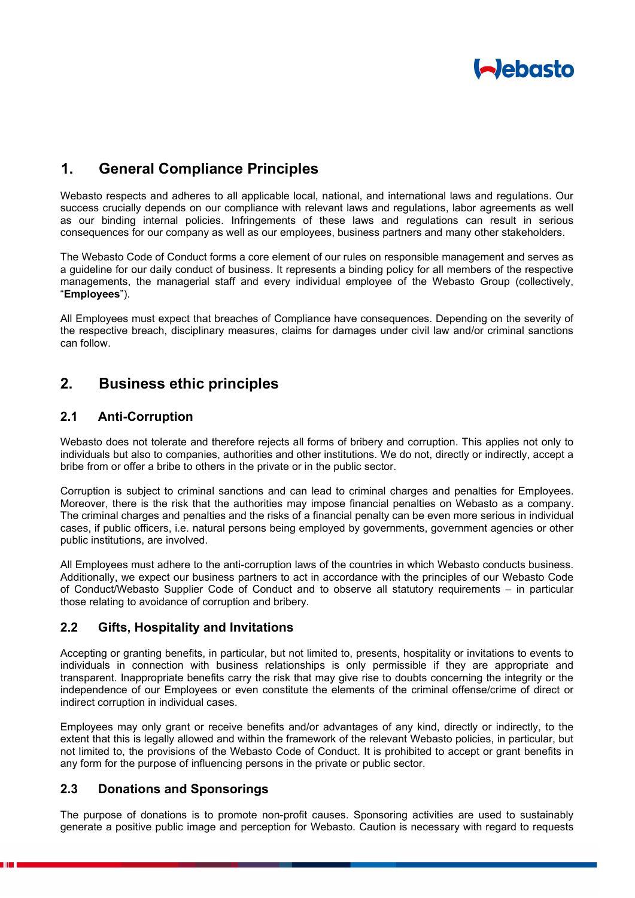## 1. General Compliance Principles

Webasto respects and adheres to all applicable local, national, and international laws and regulations. Our success crucially depends on our compliance with relevant laws and regulations, labor agreements as well as our binding internal policies. Infringements of these laws and regulations can result in serious consequences for our company as well as our employees, business partners and many other stakeholders.

The Webasto Code of Conduct forms a core element of our rules on responsible management and serves as a guideline for our daily conduct of business. It represents a binding policy for all members of the respective managements, the managerial staff and every individual employee of the Webasto Group (collectively, "**Employees**").

All Employees must expect that breaches of Compliance have consequences. Depending on the severity of the respective breach, disciplinary measures, claims for damages under civil law and/or criminal sanctions can follow.

## 2. Business ethic principles

### 2.1 Anti-Corruption

Webasto does not tolerate and therefore rejects all forms of bribery and corruption. This applies not only to individuals but also to companies, authorities and other institutions. We do not, directly or indirectly, accept a bribe from or offer a bribe to others in the private or in the public sector.

Corruption is subject to criminal sanctions and can lead to criminal charges and penalties for Employees. Moreover, there is the risk that the authorities may impose financial penalties on Webasto as a company. The criminal charges and penalties and the risks of a financial penalty can be even more serious in individual cases, if public officers, i.e. natural persons being employed by governments, government agencies or other public institutions, are involved.

All Employees must adhere to the anti-corruption laws of the countries in which Webasto conducts business. Additionally, we expect our business partners to act in accordance with the principles of our Webasto Code of Conduct/Webasto Supplier Code of Conduct and to observe all statutory requirements – in particular those relating to avoidance of corruption and bribery.

### 2.2 Gifts, Hospitality and Invitations

Accepting or granting benefits, in particular, but not limited to, presents, hospitality or invitations to events to individuals in connection with business relationships is only permissible if they are appropriate and transparent. Inappropriate benefits carry the risk that may give rise to doubts concerning the integrity or the independence of our Employees or even constitute the elements of the criminal offense/crime of direct or indirect corruption in individual cases.

Employees may only grant or receive benefits and/or advantages of any kind, directly or indirectly, to the extent that this is legally allowed and within the framework of the relevant Webasto policies, in particular, but not limited to, the provisions of the Webasto Code of Conduct. It is prohibited to accept or grant benefits in any form for the purpose of influencing persons in the private or public sector.

### 2.3 Donations and Sponsorings

The purpose of donations is to promote non-profit causes. Sponsoring activities are used to sustainably generate a positive public image and perception for Webasto. Caution is necessary with regard to requests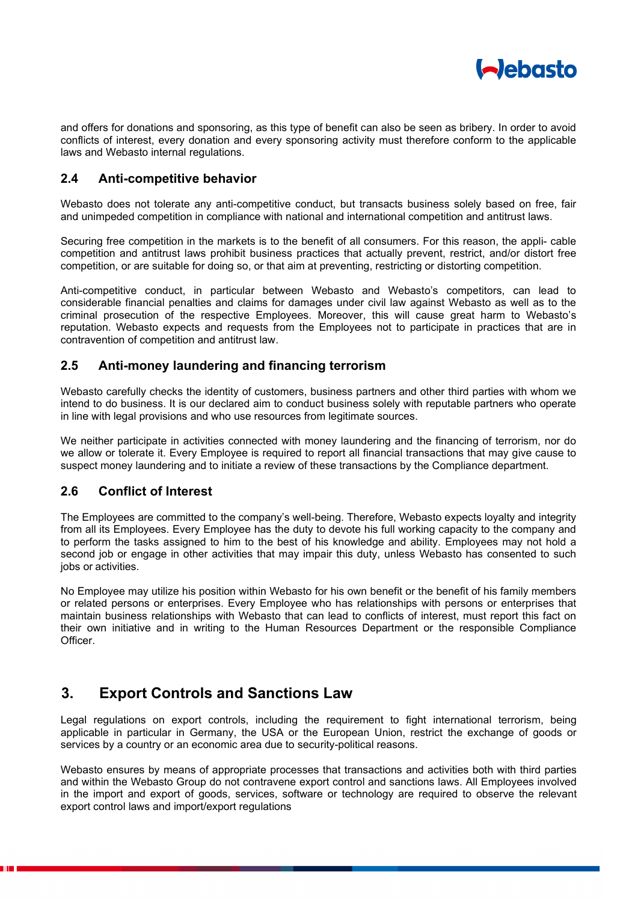and offers for donations and sponsoring, as this type of benefit can also be seen as bribery. In order to avoid conflicts of interest, every donation and every sponsoring activity must therefore conform to the applicable laws and Webasto internal regulations.

### 2.4 Anti-competitive behavior

Webasto does not tolerate any anti-competitive conduct, but transacts business solely based on free, fair and unimpeded competition in compliance with national and international competition and antitrust laws.

Securing free competition in the markets is to the benefit of all consumers. For this reason, the appli- cable competition and antitrust laws prohibit business practices that actually prevent, restrict, and/or distort free competition, or are suitable for doing so, or that aim at preventing, restricting or distorting competition.

Anti-competitive conduct, in particular between Webasto and Webasto's competitors, can lead to considerable financial penalties and claims for damages under civil law against Webasto as well as to the criminal prosecution of the respective Employees. Moreover, this will cause great harm to Webasto's reputation. Webasto expects and requests from the Employees not to participate in practices that are in contravention of competition and antitrust law.

### 2.5 Anti-money laundering and financing terrorism

Webasto carefully checks the identity of customers, business partners and other third parties with whom we intend to do business. It is our declared aim to conduct business solely with reputable partners who operate in line with legal provisions and who use resources from legitimate sources.

We neither participate in activities connected with money laundering and the financing of terrorism, nor do we allow or tolerate it. Every Employee is required to report all financial transactions that may give cause to suspect money laundering and to initiate a review of these transactions by the Compliance department.

### 2.6 Conflict of Interest

The Employees are committed to the company's well-being. Therefore, Webasto expects loyalty and integrity from all its Employees. Every Employee has the duty to devote his full working capacity to the company and to perform the tasks assigned to him to the best of his knowledge and ability. Employees may not hold a second job or engage in other activities that may impair this duty, unless Webasto has consented to such jobs or activities.

No Employee may utilize his position within Webasto for his own benefit or the benefit of his family members or related persons or enterprises. Every Employee who has relationships with persons or enterprises that maintain business relationships with Webasto that can lead to conflicts of interest, must report this fact on their own initiative and in writing to the Human Resources Department or the responsible Compliance Officer.

## 3. Export Controls and Sanctions Law

Legal regulations on export controls, including the requirement to fight international terrorism, being applicable in particular in Germany, the USA or the European Union, restrict the exchange of goods or services by a country or an economic area due to security-political reasons.

Webasto ensures by means of appropriate processes that transactions and activities both with third parties and within the Webasto Group do not contravene export control and sanctions laws. All Employees involved in the import and export of goods, services, software or technology are required to observe the relevant export control laws and import/export regulations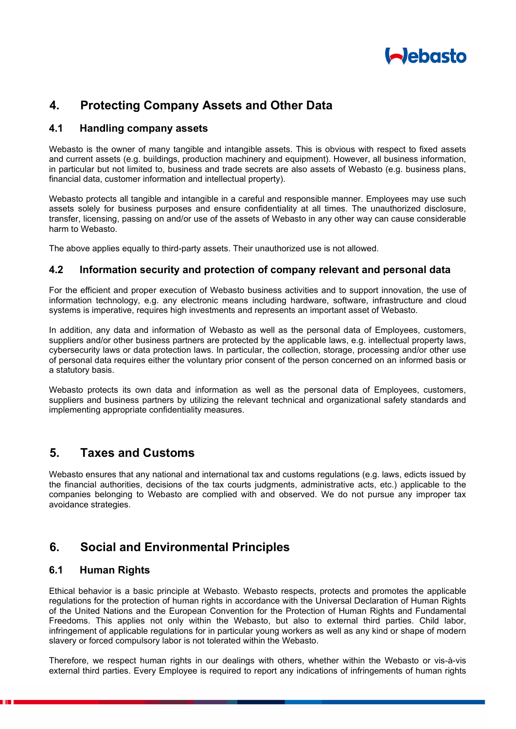## 4. Protecting Company Assets and Other Data

### 4.1 Handling company assets

Webasto is the owner of many tangible and intangible assets. This is obvious with respect to fixed assets and current assets (e.g. buildings, production machinery and equipment). However, all business information, in particular but not limited to, business and trade secrets are also assets of Webasto (e.g. business plans, financial data, customer information and intellectual property).

Webasto protects all tangible and intangible in a careful and responsible manner. Employees may use such assets solely for business purposes and ensure confidentiality at all times. The unauthorized disclosure, transfer, licensing, passing on and/or use of the assets of Webasto in any other way can cause considerable harm to Webasto.

The above applies equally to third-party assets. Their unauthorized use is not allowed.

### 4.2 Information security and protection of company relevant and personal data

For the efficient and proper execution of Webasto business activities and to support innovation, the use of information technology, e.g. any electronic means including hardware, software, infrastructure and cloud systems is imperative, requires high investments and represents an important asset of Webasto.

In addition, any data and information of Webasto as well as the personal data of Employees, customers, suppliers and/or other business partners are protected by the applicable laws, e.g. intellectual property laws, cybersecurity laws or data protection laws. In particular, the collection, storage, processing and/or other use of personal data requires either the voluntary prior consent of the person concerned on an informed basis or a statutory basis.

Webasto protects its own data and information as well as the personal data of Employees, customers, suppliers and business partners by utilizing the relevant technical and organizational safety standards and implementing appropriate confidentiality measures.

## 5. Taxes and Customs

Webasto ensures that any national and international tax and customs regulations (e.g. laws, edicts issued by the financial authorities, decisions of the tax courts judgments, administrative acts, etc.) applicable to the companies belonging to Webasto are complied with and observed. We do not pursue any improper tax avoidance strategies.

## 6. Social and Environmental Principles

### 6.1 Human Rights

Ethical behavior is a basic principle at Webasto. Webasto respects, protects and promotes the applicable regulations for the protection of human rights in accordance with the Universal Declaration of Human Rights of the United Nations and the European Convention for the Protection of Human Rights and Fundamental Freedoms. This applies not only within the Webasto, but also to external third parties. Child labor, infringement of applicable regulations for in particular young workers as well as any kind or shape of modern slavery or forced compulsory labor is not tolerated within the Webasto.

Therefore, we respect human rights in our dealings with others, whether within the Webasto or vis-à-vis external third parties. Every Employee is required to report any indications of infringements of human rights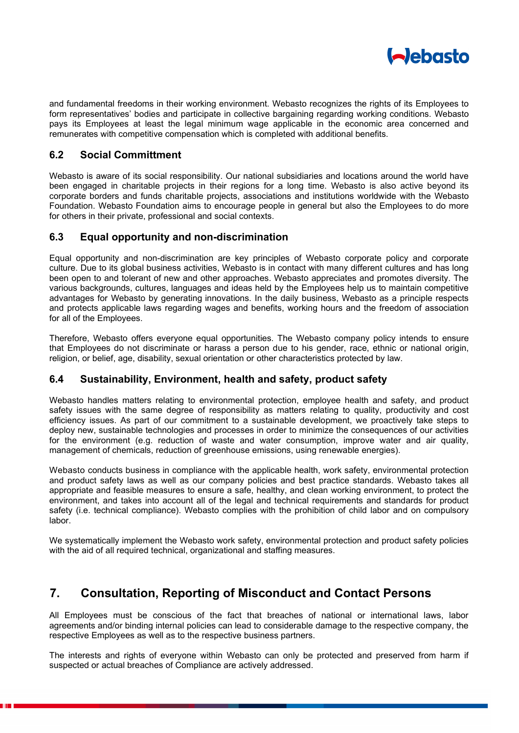and fundamental freedoms in their working environment. Webasto recognizes the rights of its Employees to form representatives' bodies and participate in collective bargaining regarding working conditions. Webasto pays its Employees at least the legal minimum wage applicable in the economic area concerned and remunerates with competitive compensation which is completed with additional benefits.

### 6.2 Social Committment

Webasto is aware of its social responsibility. Our national subsidiaries and locations around the world have been engaged in charitable projects in their regions for a long time. Webasto is also active beyond its corporate borders and funds charitable projects, associations and institutions worldwide with the Webasto Foundation. Webasto Foundation aims to encourage people in general but also the Employees to do more for others in their private, professional and social contexts.

### 6.3 Equal opportunity and non-discrimination

Equal opportunity and non-discrimination are key principles of Webasto corporate policy and corporate culture. Due to its global business activities, Webasto is in contact with many different cultures and has long been open to and tolerant of new and other approaches. Webasto appreciates and promotes diversity. The various backgrounds, cultures, languages and ideas held by the Employees help us to maintain competitive advantages for Webasto by generating innovations. In the daily business, Webasto as a principle respects and protects applicable laws regarding wages and benefits, working hours and the freedom of association for all of the Employees.

Therefore, Webasto offers everyone equal opportunities. The Webasto company policy intends to ensure that Employees do not discriminate or harass a person due to his gender, race, ethnic or national origin, religion, or belief, age, disability, sexual orientation or other characteristics protected by law.

### 6.4 Sustainability, Environment, health and safety, product safety

Webasto handles matters relating to environmental protection, employee health and safety, and product safety issues with the same degree of responsibility as matters relating to quality, productivity and cost efficiency issues. As part of our commitment to a sustainable development, we proactively take steps to deploy new, sustainable technologies and processes in order to minimize the consequences of our activities for the environment (e.g. reduction of waste and water consumption, improve water and air quality, management of chemicals, reduction of greenhouse emissions, using renewable energies).

Webasto conducts business in compliance with the applicable health, work safety, environmental protection and product safety laws as well as our company policies and best practice standards. Webasto takes all appropriate and feasible measures to ensure a safe, healthy, and clean working environment, to protect the environment, and takes into account all of the legal and technical requirements and standards for product safety (i.e. technical compliance). Webasto complies with the prohibition of child labor and on compulsory labor.

We systematically implement the Webasto work safety, environmental protection and product safety policies with the aid of all required technical, organizational and staffing measures.

## 7. Consultation, Reporting of Misconduct and Contact Persons

All Employees must be conscious of the fact that breaches of national or international laws, labor agreements and/or binding internal policies can lead to considerable damage to the respective company, the respective Employees as well as to the respective business partners.

The interests and rights of everyone within Webasto can only be protected and preserved from harm if suspected or actual breaches of Compliance are actively addressed.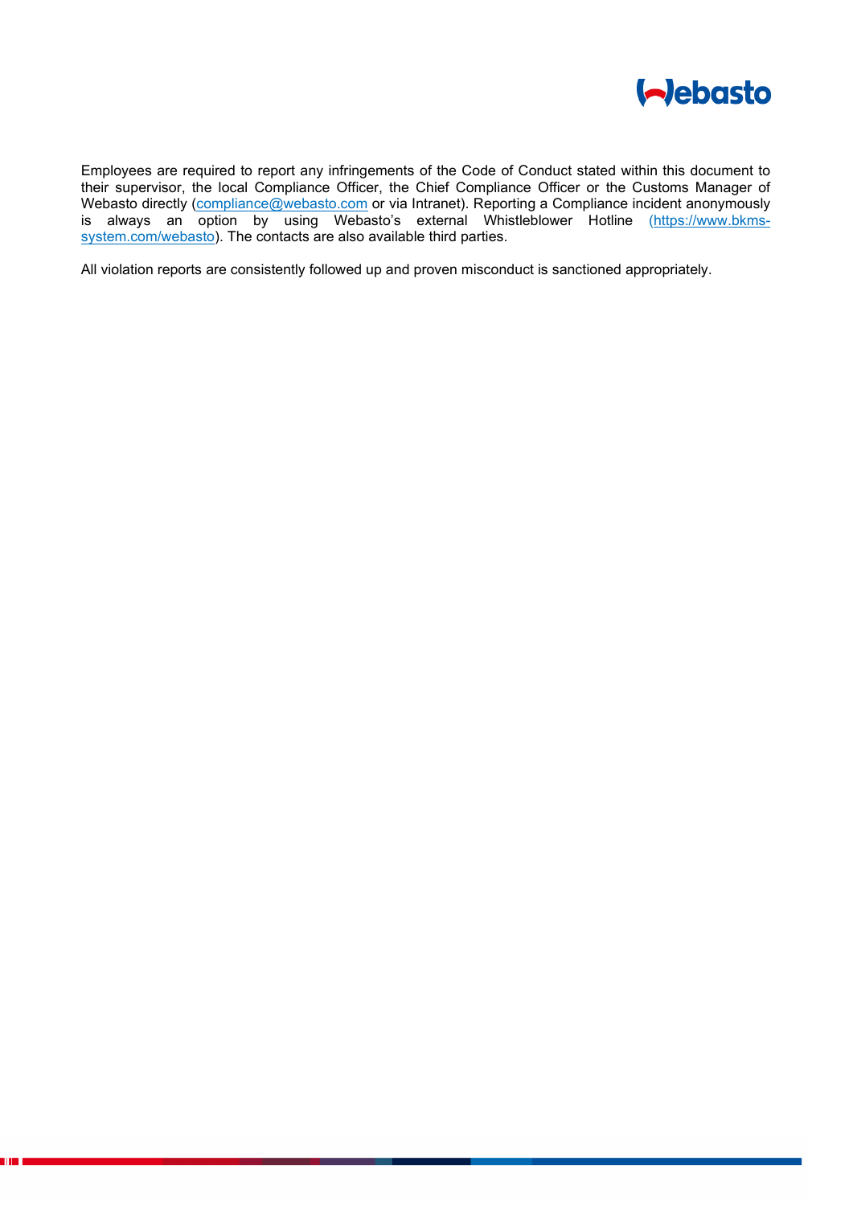Employees are required to report any infringements of the Code of Conduct stated within this document to their supervisor, the local Compliance Officer, the Chief Compliance Officer or the Customs Manager of Webasto directly (compliance@webasto.com or via Intranet). Reporting a Compliance incident anonymously is always an option by using Webasto's external Whistleblower Hotline (https://www.bkms-system.com/webasto). The contacts are also available third parties.

All violation reports are consistently followed up and proven misconduct is sanctioned appropriately.